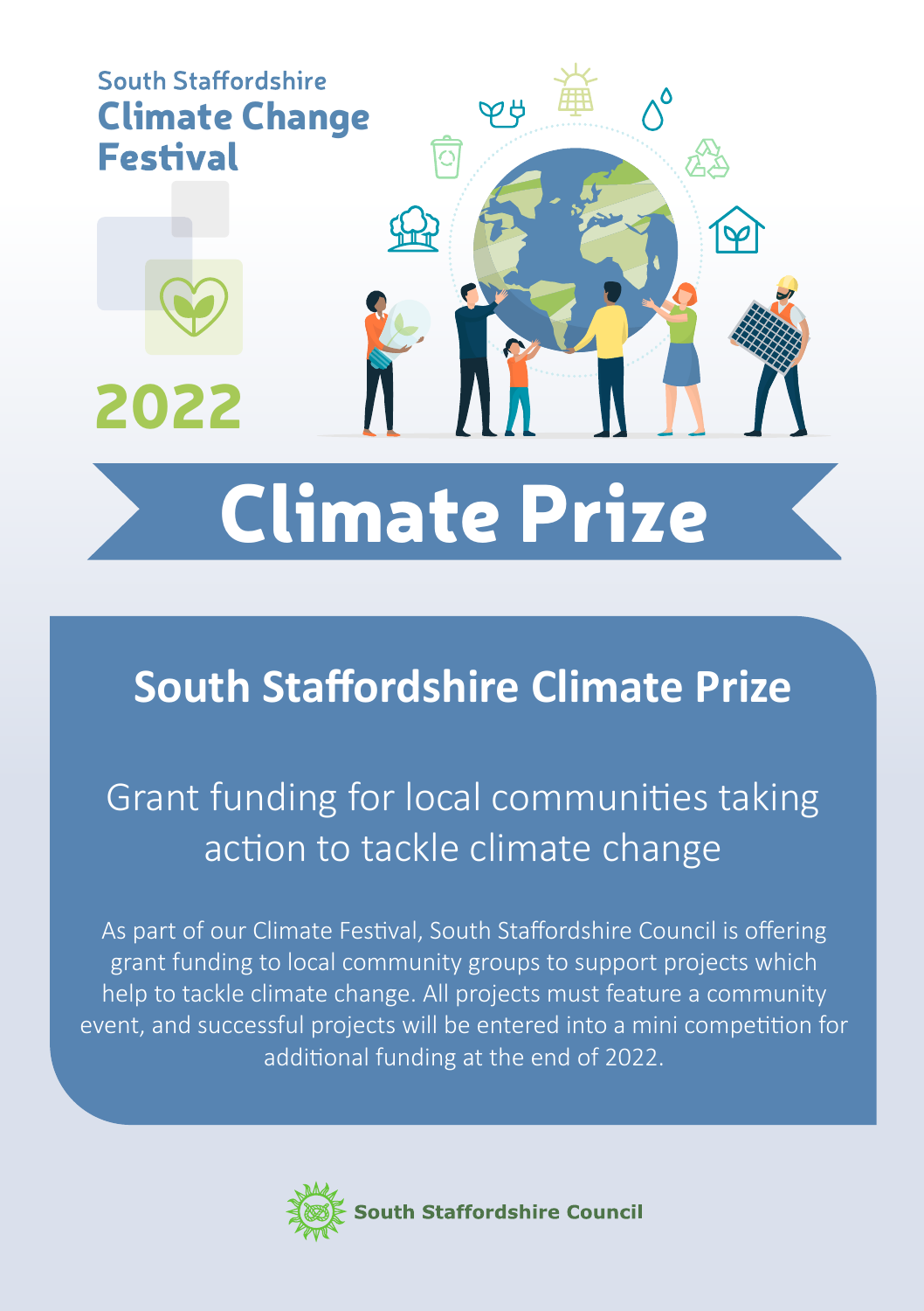South Staffordshire
# Climate Change Festival

2022

# Climate Prize

## South Staffordshire Climate Prize

### Grant funding for local communities taking action to tackle climate change

As part of our Climate Festival, South Staffordshire Council is offering grant funding to local community groups to support projects which help to tackle climate change. All projects must feature a community event, and successful projects will be entered into a mini competition for additional funding at the end of 2022.

South Staffordshire Council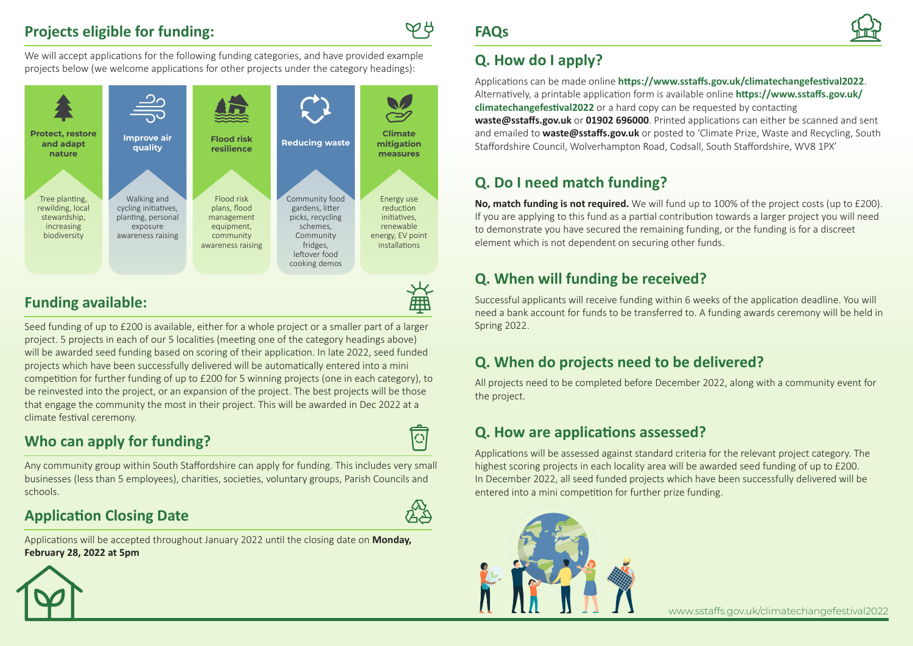## Projects eligible for funding:

We will accept applications for the following funding categories, and have provided example projects below (we welcome applications for other projects under the category headings):

| Protect, restore and adapt nature | Improve air quality | Flood risk resilience | Reducing waste | Climate mitigation measures |
| --- | --- | --- | --- | --- |
| Tree planting, rewilding, local stewardship, increasing biodiversity | Walking and cycling initiatives, planting, personal exposure awareness raising | Flood risk plans, flood management equipment, community awareness raising | Community food gardens, litter picks, recycling schemes, Community fridges, leftover food cooking demos | Energy use reduction initiatives, renewable energy, EV point installations |

## Funding available:

Seed funding of up to £200 is available, either for a whole project or a smaller part of a larger project. 5 projects in each of our 5 localities (meeting one of the category headings above) will be awarded seed funding based on scoring of their application. In late 2022, seed funded projects which have been successfully delivered will be automatically entered into a mini competition for further funding of up to £200 for 5 winning projects (one in each category), to be reinvested into the project, or an expansion of the project. The best projects will be those that engage the community the most in their project. This will be awarded in Dec 2022 at a climate festival ceremony.

## Who can apply for funding?

Any community group within South Staffordshire can apply for funding. This includes very small businesses (less than 5 employees), charities, societies, voluntary groups, Parish Councils and schools.

## Application Closing Date

Applications will be accepted throughout January 2022 until the closing date on **Monday, February 28, 2022 at 5pm**

## FAQs

### Q. How do I apply?

Applications can be made online **https://www.sstaffs.gov.uk/climatechangefestival2022**. Alternatively, a printable application form is available online **https://www.sstaffs.gov.uk/climatechangefestival2022** or a hard copy can be requested by contacting **waste@sstaffs.gov.uk** or **01902 696000**. Printed applications can either be scanned and sent and emailed to **waste@sstaffs.gov.uk** or posted to 'Climate Prize, Waste and Recycling, South Staffordshire Council, Wolverhampton Road, Codsall, South Staffordshire, WV8 1PX'

### Q. Do I need match funding?

**No, match funding is not required.** We will fund up to 100% of the project costs (up to £200). If you are applying to this fund as a partial contribution towards a larger project you will need to demonstrate you have secured the remaining funding, or the funding is for a discreet element which is not dependent on securing other funds.

### Q. When will funding be received?

Successful applicants will receive funding within 6 weeks of the application deadline. You will need a bank account for funds to be transferred to. A funding awards ceremony will be held in Spring 2022.

### Q. When do projects need to be delivered?

All projects need to be completed before December 2022, along with a community event for the project.

### Q. How are applications assessed?

Applications will be assessed against standard criteria for the relevant project category. The highest scoring projects in each locality area will be awarded seed funding of up to £200. In December 2022, all seed funded projects which have been successfully delivered will be entered into a mini competition for further prize funding.

www.sstaffs.gov.uk/climatechangefestival2022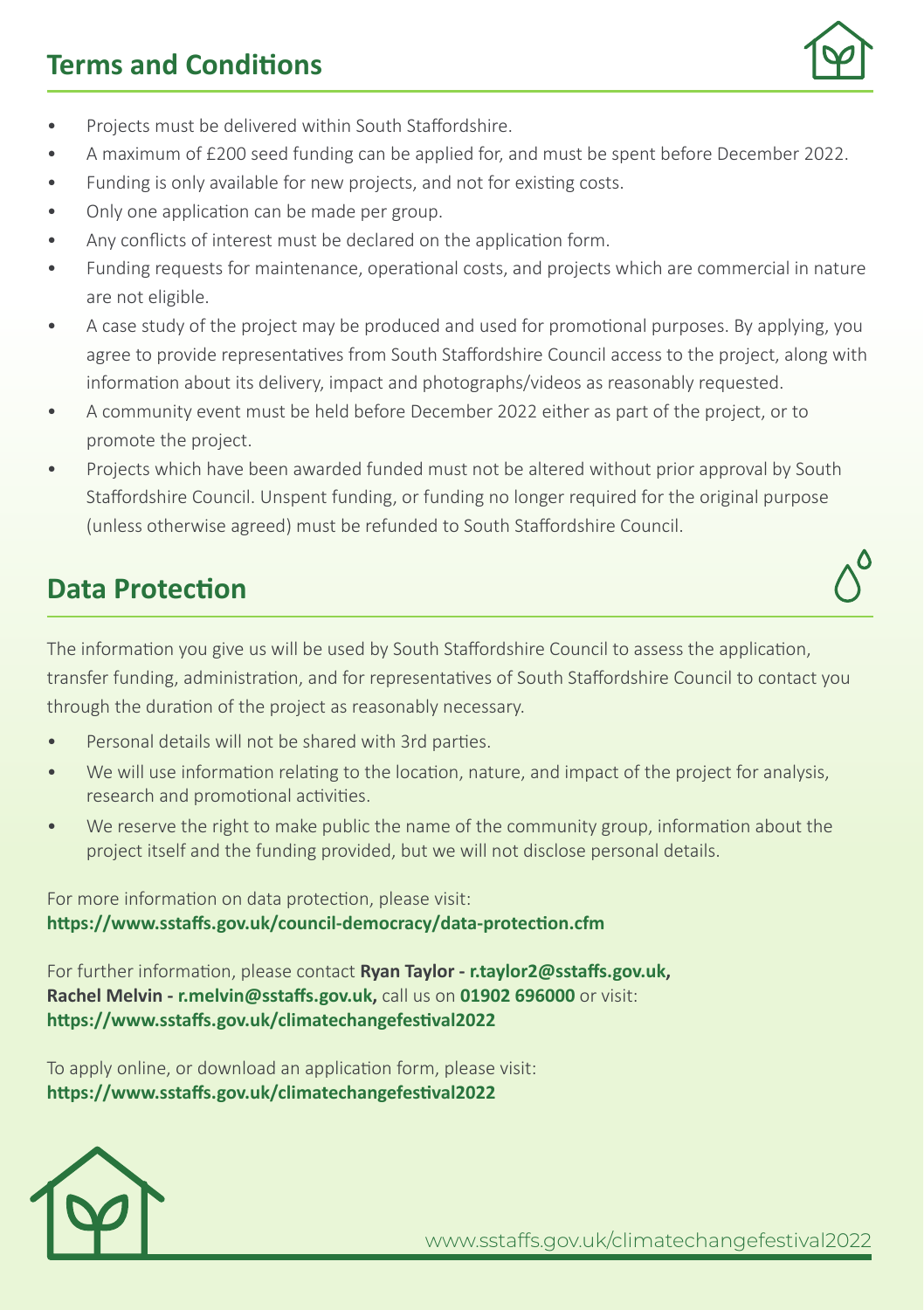## Terms and Conditions

- Projects must be delivered within South Staffordshire.
- A maximum of £200 seed funding can be applied for, and must be spent before December 2022.
- Funding is only available for new projects, and not for existing costs.
- Only one application can be made per group.
- Any conflicts of interest must be declared on the application form.
- Funding requests for maintenance, operational costs, and projects which are commercial in nature are not eligible.
- A case study of the project may be produced and used for promotional purposes. By applying, you agree to provide representatives from South Staffordshire Council access to the project, along with information about its delivery, impact and photographs/videos as reasonably requested.
- A community event must be held before December 2022 either as part of the project, or to promote the project.
- Projects which have been awarded funded must not be altered without prior approval by South Staffordshire Council. Unspent funding, or funding no longer required for the original purpose (unless otherwise agreed) must be refunded to South Staffordshire Council.

## Data Protection

The information you give us will be used by South Staffordshire Council to assess the application, transfer funding, administration, and for representatives of South Staffordshire Council to contact you through the duration of the project as reasonably necessary.

- Personal details will not be shared with 3rd parties.
- We will use information relating to the location, nature, and impact of the project for analysis, research and promotional activities.
- We reserve the right to make public the name of the community group, information about the project itself and the funding provided, but we will not disclose personal details.

For more information on data protection, please visit:
**https://www.sstaffs.gov.uk/council-democracy/data-protection.cfm**

For further information, please contact **Ryan Taylor - r.taylor2@sstaffs.gov.uk,** **Rachel Melvin - r.melvin@sstaffs.gov.uk,** call us on **01902 696000** or visit:
**https://www.sstaffs.gov.uk/climatechangefestival2022**

To apply online, or download an application form, please visit:
**https://www.sstaffs.gov.uk/climatechangefestival2022**

www.sstaffs.gov.uk/climatechangefestival2022